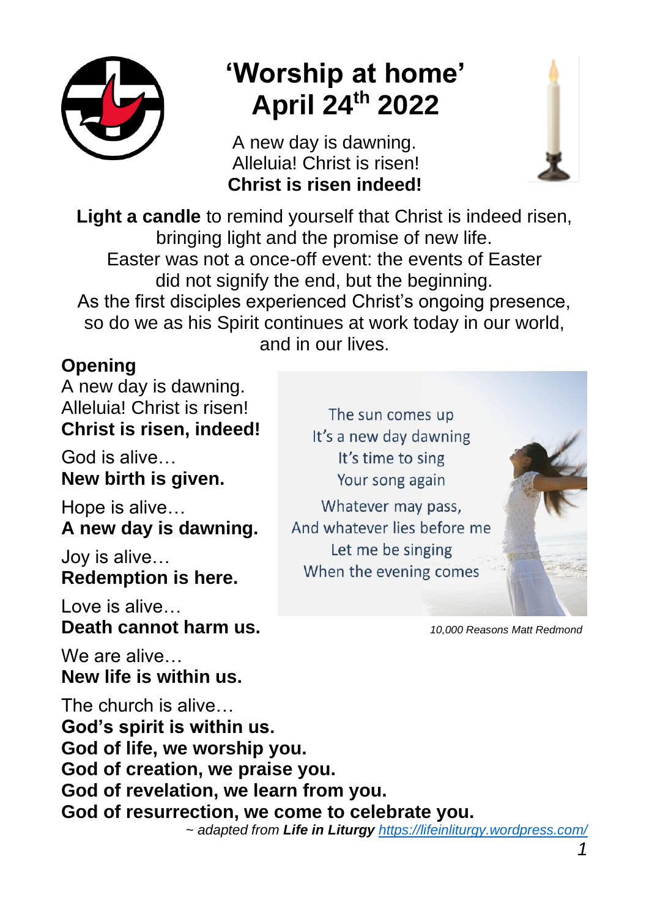# 'Worship at home' April 24th 2022

A new day is dawning.
Alleluia! Christ is risen!
**Christ is risen indeed!**

**Light a candle** to remind yourself that Christ is indeed risen, bringing light and the promise of new life.
Easter was not a once-off event: the events of Easter did not signify the end, but the beginning.
As the first disciples experienced Christ's ongoing presence, so do we as his Spirit continues at work today in our world, and in our lives.

## Opening

A new day is dawning.
Alleluia! Christ is risen!
**Christ is risen, indeed!**

God is alive…
**New birth is given.**

Hope is alive…
**A new day is dawning.**

Joy is alive…
**Redemption is here.**

Love is alive…
**Death cannot harm us.**

We are alive…
**New life is within us.**

The church is alive…
**God's spirit is within us.**
**God of life, we worship you.**
**God of creation, we praise you.**
**God of revelation, we learn from you.**
**God of resurrection, we come to celebrate you.**

*~ adapted from **Life in Liturgy** https://lifeinliturgy.wordpress.com/*

The sun comes up
It's a new day dawning
It's time to sing
Your song again
Whatever may pass,
And whatever lies before me
Let me be singing
When the evening comes

*10,000 Reasons Matt Redmond*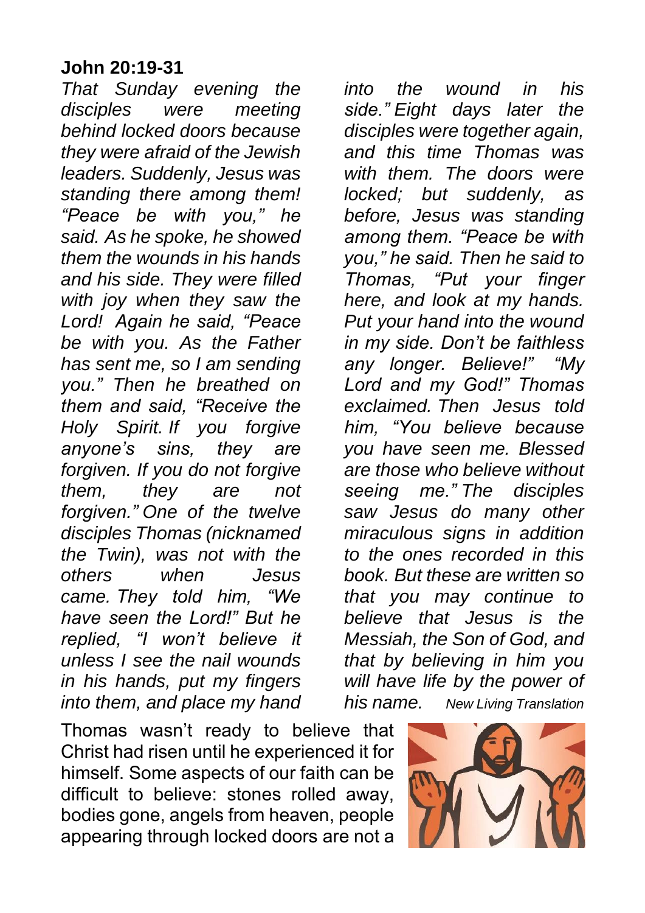**John 20:19-31**

*That Sunday evening the disciples were meeting behind locked doors because they were afraid of the Jewish leaders. Suddenly, Jesus was standing there among them! "Peace be with you," he said. As he spoke, he showed them the wounds in his hands and his side. They were filled with joy when they saw the Lord! Again he said, "Peace be with you. As the Father has sent me, so I am sending you." Then he breathed on them and said, "Receive the Holy Spirit. If you forgive anyone's sins, they are forgiven. If you do not forgive them, they are not forgiven." One of the twelve disciples Thomas (nicknamed the Twin), was not with the others when Jesus came. They told him, "We have seen the Lord!" But he replied, "I won't believe it unless I see the nail wounds in his hands, put my fingers into them, and place my hand into the wound in his side." Eight days later the disciples were together again, and this time Thomas was with them. The doors were locked; but suddenly, as before, Jesus was standing among them. "Peace be with you," he said. Then he said to Thomas, "Put your finger here, and look at my hands. Put your hand into the wound in my side. Don't be faithless any longer. Believe!" "My Lord and my God!" Thomas exclaimed. Then Jesus told him, "You believe because you have seen me. Blessed are those who believe without seeing me." The disciples saw Jesus do many other miraculous signs in addition to the ones recorded in this book. But these are written so that you may continue to believe that Jesus is the Messiah, the Son of God, and that by believing in him you will have life by the power of his name.* *New Living Translation*

Thomas wasn't ready to believe that Christ had risen until he experienced it for himself. Some aspects of our faith can be difficult to believe: stones rolled away, bodies gone, angels from heaven, people appearing through locked doors are not a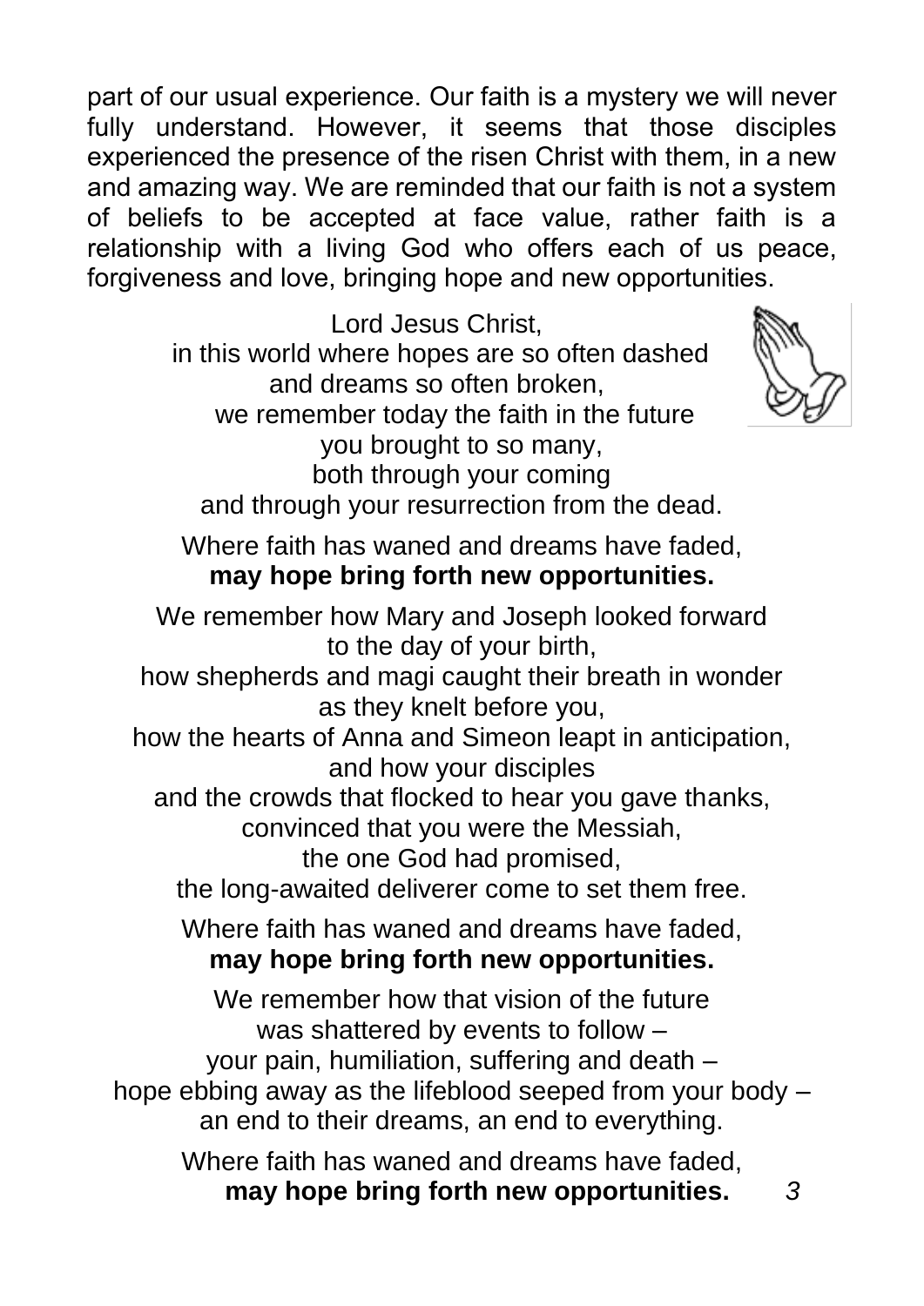part of our usual experience. Our faith is a mystery we will never fully understand. However, it seems that those disciples experienced the presence of the risen Christ with them, in a new and amazing way. We are reminded that our faith is not a system of beliefs to be accepted at face value, rather faith is a relationship with a living God who offers each of us peace, forgiveness and love, bringing hope and new opportunities.

Lord Jesus Christ,  
in this world where hopes are so often dashed  
and dreams so often broken,  
we remember today the faith in the future  
you brought to so many,  
both through your coming  
and through your resurrection from the dead.

Where faith has waned and dreams have faded,  
**may hope bring forth new opportunities.**

We remember how Mary and Joseph looked forward  
to the day of your birth,  
how shepherds and magi caught their breath in wonder  
as they knelt before you,  
how the hearts of Anna and Simeon leapt in anticipation,  
and how your disciples  
and the crowds that flocked to hear you gave thanks,  
convinced that you were the Messiah,  
the one God had promised,  
the long-awaited deliverer come to set them free.

Where faith has waned and dreams have faded,  
**may hope bring forth new opportunities.**

We remember how that vision of the future  
was shattered by events to follow –  
your pain, humiliation, suffering and death –  
hope ebbing away as the lifeblood seeped from your body –  
an end to their dreams, an end to everything.

Where faith has waned and dreams have faded,  
**may hope bring forth new opportunities.**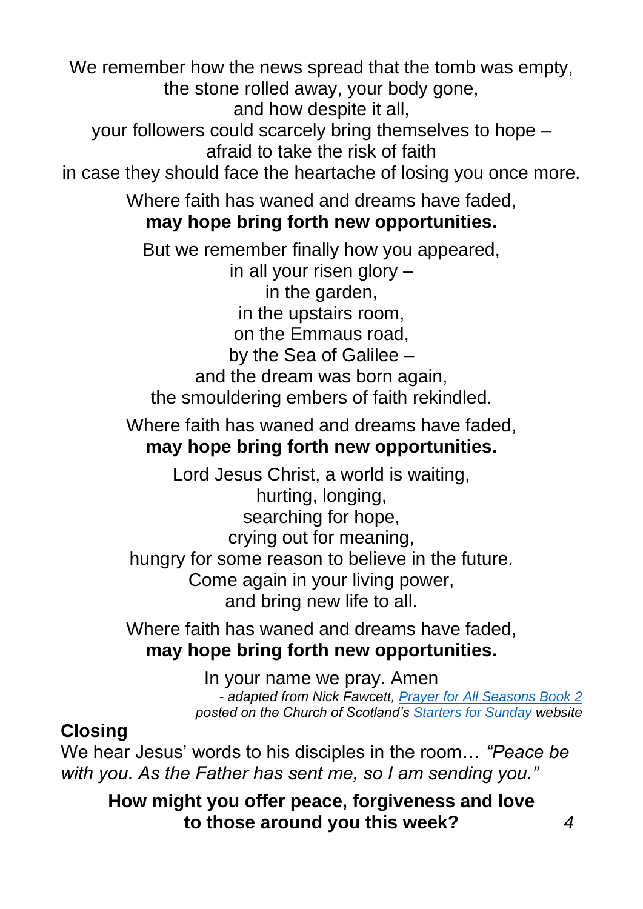We remember how the news spread that the tomb was empty,
the stone rolled away, your body gone,
and how despite it all,
your followers could scarcely bring themselves to hope –
afraid to take the risk of faith
in case they should face the heartache of losing you once more.

Where faith has waned and dreams have faded,
**may hope bring forth new opportunities.**

But we remember finally how you appeared,
in all your risen glory –
in the garden,
in the upstairs room,
on the Emmaus road,
by the Sea of Galilee –
and the dream was born again,
the smouldering embers of faith rekindled.

Where faith has waned and dreams have faded,
**may hope bring forth new opportunities.**

Lord Jesus Christ, a world is waiting,
hurting, longing,
searching for hope,
crying out for meaning,
hungry for some reason to believe in the future.
Come again in your living power,
and bring new life to all.

Where faith has waned and dreams have faded,
**may hope bring forth new opportunities.**

In your name we pray. Amen

*- adapted from Nick Fawcett, Prayer for All Seasons Book 2*
*posted on the Church of Scotland's Starters for Sunday website*

## Closing

We hear Jesus' words to his disciples in the room… *"Peace be with you. As the Father has sent me, so I am sending you."*

**How might you offer peace, forgiveness and love to those around you this week?**